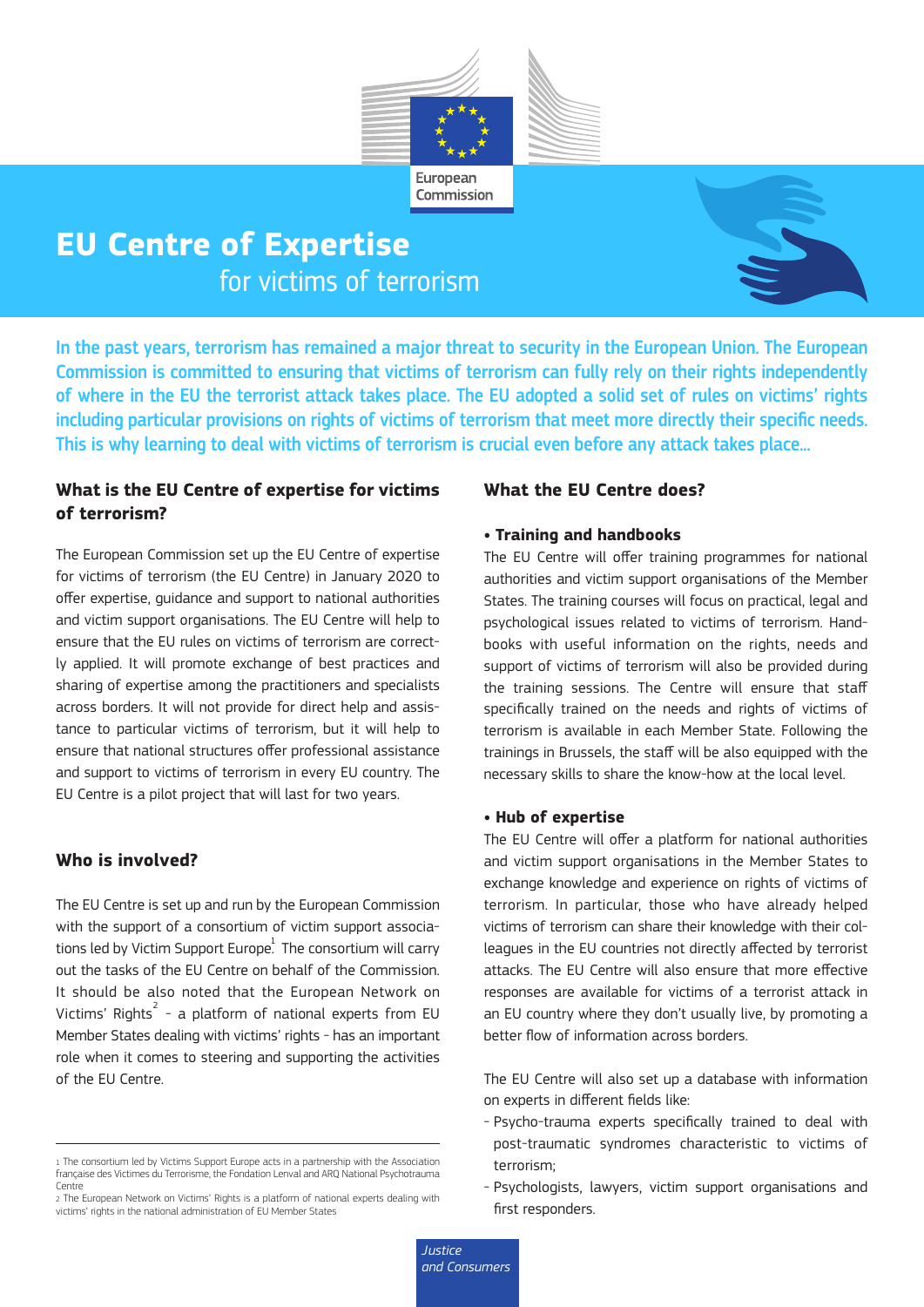# EU Centre of Expertise

for victims of terrorism

**In the past years, terrorism has remained a major threat to security in the European Union. The European Commission is committed to ensuring that victims of terrorism can fully rely on their rights independently of where in the EU the terrorist attack takes place. The EU adopted a solid set of rules on victims' rights including particular provisions on rights of victims of terrorism that meet more directly their specific needs. This is why learning to deal with victims of terrorism is crucial even before any attack takes place...**

## What is the EU Centre of expertise for victims of terrorism?

The European Commission set up the EU Centre of expertise for victims of terrorism (the EU Centre) in January 2020 to offer expertise, guidance and support to national authorities and victim support organisations. The EU Centre will help to ensure that the EU rules on victims of terrorism are correctly applied. It will promote exchange of best practices and sharing of expertise among the practitioners and specialists across borders. It will not provide for direct help and assistance to particular victims of terrorism, but it will help to ensure that national structures offer professional assistance and support to victims of terrorism in every EU country. The EU Centre is a pilot project that will last for two years.

## Who is involved?

The EU Centre is set up and run by the European Commission with the support of a consortium of victim support associations led by Victim Support Europe.[1] The consortium will carry out the tasks of the EU Centre on behalf of the Commission. It should be also noted that the European Network on Victims' Rights[2] - a platform of national experts from EU Member States dealing with victims' rights - has an important role when it comes to steering and supporting the activities of the EU Centre.

## What the EU Centre does?

**• Training and handbooks**

The EU Centre will offer training programmes for national authorities and victim support organisations of the Member States. The training courses will focus on practical, legal and psychological issues related to victims of terrorism. Handbooks with useful information on the rights, needs and support of victims of terrorism will also be provided during the training sessions. The Centre will ensure that staff specifically trained on the needs and rights of victims of terrorism is available in each Member State. Following the trainings in Brussels, the staff will be also equipped with the necessary skills to share the know-how at the local level.

**• Hub of expertise**

The EU Centre will offer a platform for national authorities and victim support organisations in the Member States to exchange knowledge and experience on rights of victims of terrorism. In particular, those who have already helped victims of terrorism can share their knowledge with their colleagues in the EU countries not directly affected by terrorist attacks. The EU Centre will also ensure that more effective responses are available for victims of a terrorist attack in an EU country where they don't usually live, by promoting a better flow of information across borders.

The EU Centre will also set up a database with information on experts in different fields like:

- Psycho-trauma experts specifically trained to deal with post-traumatic syndromes characteristic to victims of terrorism;
- Psychologists, lawyers, victim support organisations and first responders.

---

1 The consortium led by Victims Support Europe acts in a partnership with the Association française des Victimes du Terrorisme, the Fondation Lenval and ARQ National Psychotrauma Centre

2 The European Network on Victims' Rights is a platform of national experts dealing with victims' rights in the national administration of EU Member States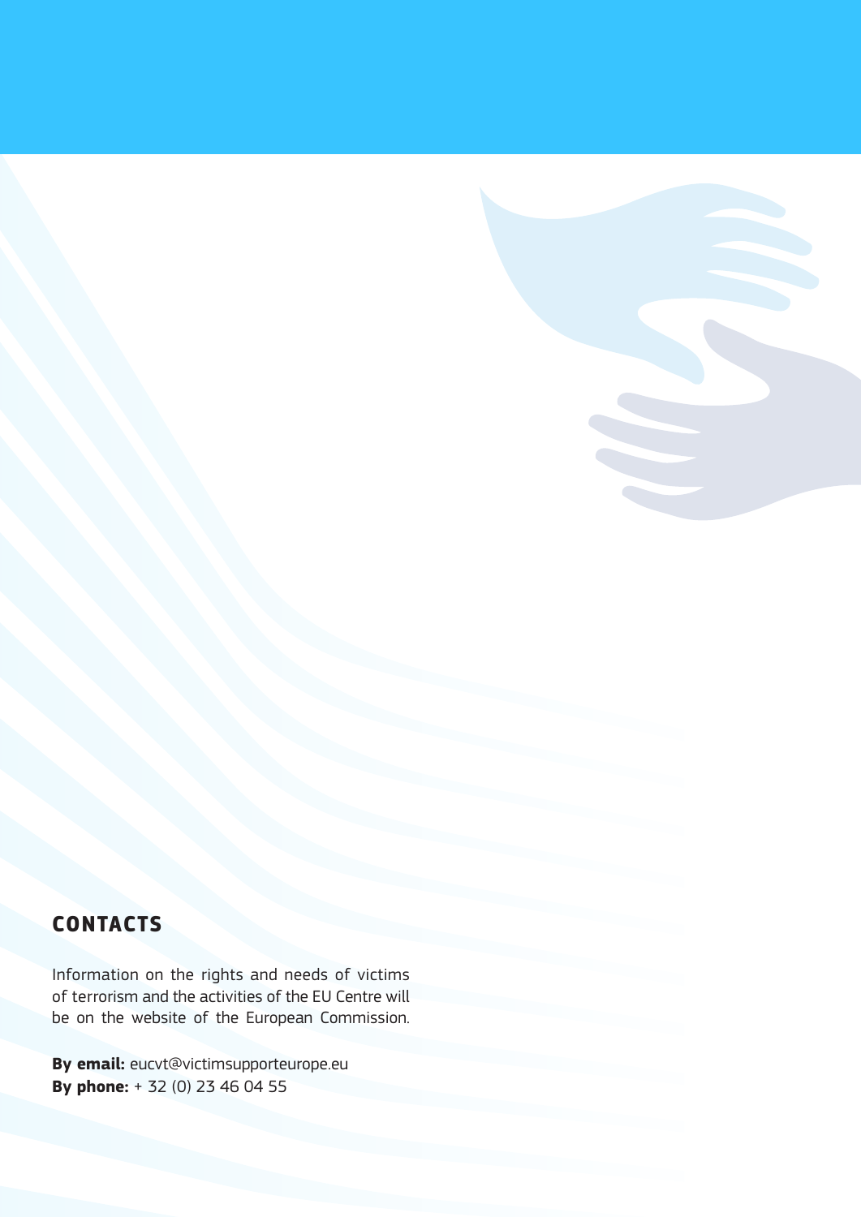## CONTACTS

Information on the rights and needs of victims of terrorism and the activities of the EU Centre will be on the website of the European Commission.

**By email:** eucvt@victimsupporteurope.eu
**By phone:** + 32 (0) 23 46 04 55